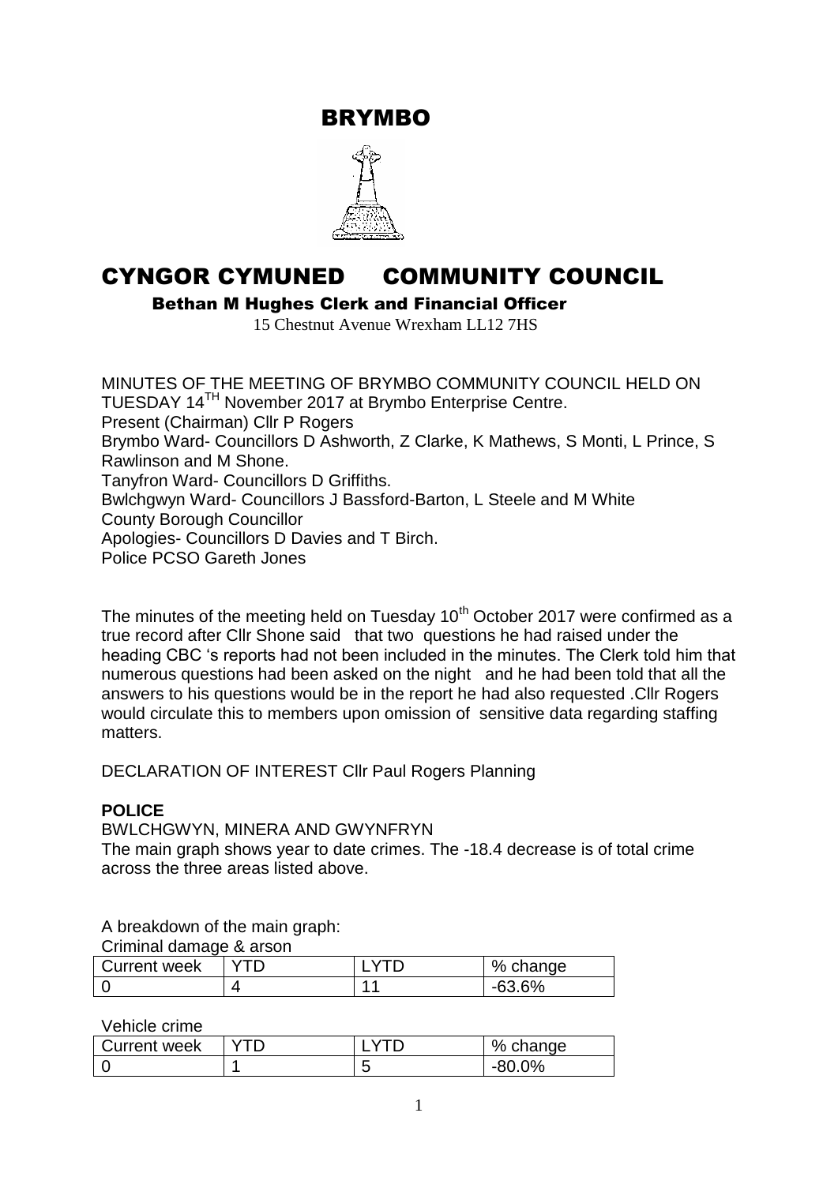# BRYMBO

# CYNGOR CYMUNED COMMUNITY COUNCIL

**Bethan M Hughes Clerk and Financial Officer**

15 Chestnut Avenue Wrexham LL12 7HS

MINUTES OF THE MEETING OF BRYMBO COMMUNITY COUNCIL HELD ON TUESDAY 14TH November 2017 at Brymbo Enterprise Centre.
Present (Chairman) Cllr P Rogers
Brymbo Ward- Councillors D Ashworth, Z Clarke, K Mathews, S Monti, L Prince, S Rawlinson and M Shone.
Tanyfron Ward- Councillors D Griffiths.
Bwlchgwyn Ward- Councillors J Bassford-Barton, L Steele and M White
County Borough Councillor
Apologies- Councillors D Davies and T Birch.
Police PCSO Gareth Jones

The minutes of the meeting held on Tuesday 10th October 2017 were confirmed as a true record after Cllr Shone said that two questions he had raised under the heading CBC 's reports had not been included in the minutes. The Clerk told him that numerous questions had been asked on the night and he had been told that all the answers to his questions would be in the report he had also requested .Cllr Rogers would circulate this to members upon omission of sensitive data regarding staffing matters.

DECLARATION OF INTEREST Cllr Paul Rogers Planning

**POLICE**

BWLCHGWYN, MINERA AND GWYNFRYN

The main graph shows year to date crimes. The -18.4 decrease is of total crime across the three areas listed above.

A breakdown of the main graph:

Criminal damage & arson

| Current week | YTD | LYTD | % change |
|---|---|---|---|
| 0 | 4 | 11 | -63.6% |

Vehicle crime

| Current week | YTD | LYTD | % change |
|---|---|---|---|
| 0 | 1 | 5 | -80.0% |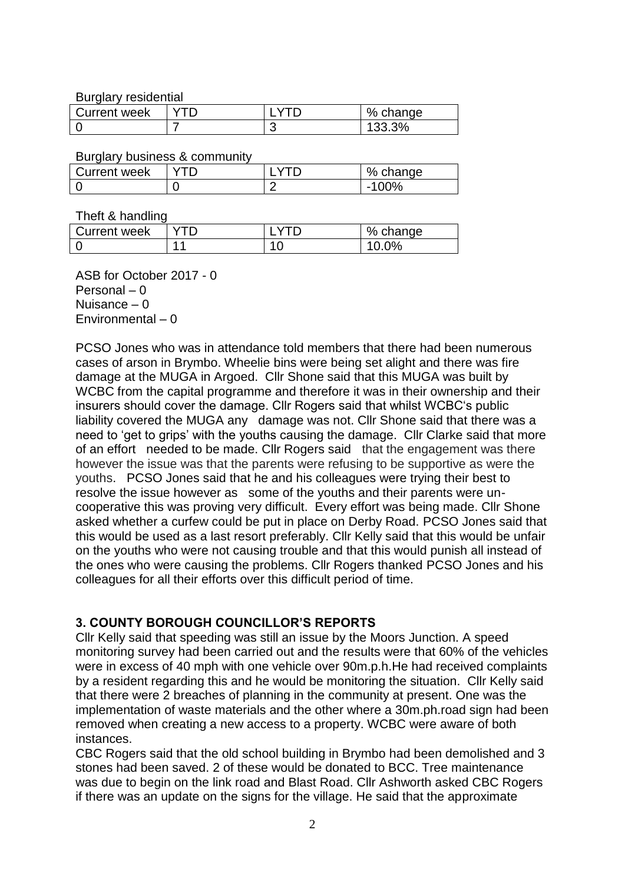Burglary residential

| Current week | YTD | LYTD | % change |
|---|---|---|---|
| 0 | 7 | 3 | 133.3% |

Burglary business & community

| Current week | YTD | LYTD | % change |
|---|---|---|---|
| 0 | 0 | 2 | -100% |

Theft & handling

| Current week | YTD | LYTD | % change |
|---|---|---|---|
| 0 | 11 | 10 | 10.0% |

ASB for October 2017 - 0
Personal – 0
Nuisance – 0
Environmental – 0

PCSO Jones who was in attendance told members that there had been numerous cases of arson in Brymbo. Wheelie bins were being set alight and there was fire damage at the MUGA in Argoed. Cllr Shone said that this MUGA was built by WCBC from the capital programme and therefore it was in their ownership and their insurers should cover the damage. Cllr Rogers said that whilst WCBC's public liability covered the MUGA any damage was not. Cllr Shone said that there was a need to 'get to grips' with the youths causing the damage. Cllr Clarke said that more of an effort needed to be made. Cllr Rogers said that the engagement was there however the issue was that the parents were refusing to be supportive as were the youths. PCSO Jones said that he and his colleagues were trying their best to resolve the issue however as some of the youths and their parents were un-cooperative this was proving very difficult. Every effort was being made. Cllr Shone asked whether a curfew could be put in place on Derby Road. PCSO Jones said that this would be used as a last resort preferably. Cllr Kelly said that this would be unfair on the youths who were not causing trouble and that this would punish all instead of the ones who were causing the problems. Cllr Rogers thanked PCSO Jones and his colleagues for all their efforts over this difficult period of time.

## 3. COUNTY BOROUGH COUNCILLOR'S REPORTS

Cllr Kelly said that speeding was still an issue by the Moors Junction. A speed monitoring survey had been carried out and the results were that 60% of the vehicles were in excess of 40 mph with one vehicle over 90m.p.h.He had received complaints by a resident regarding this and he would be monitoring the situation. Cllr Kelly said that there were 2 breaches of planning in the community at present. One was the implementation of waste materials and the other where a 30m.ph.road sign had been removed when creating a new access to a property. WCBC were aware of both instances.

CBC Rogers said that the old school building in Brymbo had been demolished and 3 stones had been saved. 2 of these would be donated to BCC. Tree maintenance was due to begin on the link road and Blast Road. Cllr Ashworth asked CBC Rogers if there was an update on the signs for the village. He said that the approximate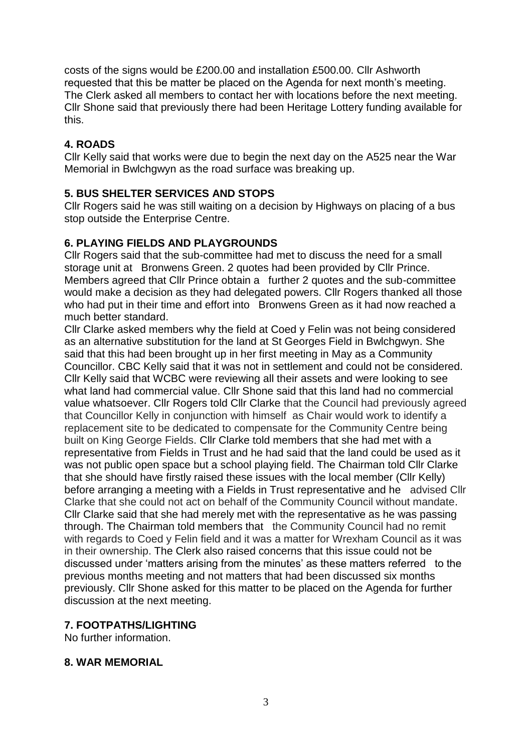costs of the signs would be £200.00 and installation £500.00. Cllr Ashworth requested that this be matter be placed on the Agenda for next month's meeting. The Clerk asked all members to contact her with locations before the next meeting. Cllr Shone said that previously there had been Heritage Lottery funding available for this.

## 4. ROADS

Cllr Kelly said that works were due to begin the next day on the A525 near the War Memorial in Bwlchgwyn as the road surface was breaking up.

## 5. BUS SHELTER SERVICES AND STOPS

Cllr Rogers said he was still waiting on a decision by Highways on placing of a bus stop outside the Enterprise Centre.

## 6. PLAYING FIELDS AND PLAYGROUNDS

Cllr Rogers said that the sub-committee had met to discuss the need for a small storage unit at Bronwens Green. 2 quotes had been provided by Cllr Prince. Members agreed that Cllr Prince obtain a further 2 quotes and the sub-committee would make a decision as they had delegated powers. Cllr Rogers thanked all those who had put in their time and effort into Bronwens Green as it had now reached a much better standard.

Cllr Clarke asked members why the field at Coed y Felin was not being considered as an alternative substitution for the land at St Georges Field in Bwlchgwyn. She said that this had been brought up in her first meeting in May as a Community Councillor. CBC Kelly said that it was not in settlement and could not be considered. Cllr Kelly said that WCBC were reviewing all their assets and were looking to see what land had commercial value. Cllr Shone said that this land had no commercial value whatsoever. Cllr Rogers told Cllr Clarke that the Council had previously agreed that Councillor Kelly in conjunction with himself as Chair would work to identify a replacement site to be dedicated to compensate for the Community Centre being built on King George Fields. Cllr Clarke told members that she had met with a representative from Fields in Trust and he had said that the land could be used as it was not public open space but a school playing field. The Chairman told Cllr Clarke that she should have firstly raised these issues with the local member (Cllr Kelly) before arranging a meeting with a Fields in Trust representative and he advised Cllr Clarke that she could not act on behalf of the Community Council without mandate. Cllr Clarke said that she had merely met with the representative as he was passing through. The Chairman told members that the Community Council had no remit with regards to Coed y Felin field and it was a matter for Wrexham Council as it was in their ownership. The Clerk also raised concerns that this issue could not be discussed under 'matters arising from the minutes' as these matters referred to the previous months meeting and not matters that had been discussed six months previously. Cllr Shone asked for this matter to be placed on the Agenda for further discussion at the next meeting.

## 7. FOOTPATHS/LIGHTING

No further information.

## 8. WAR MEMORIAL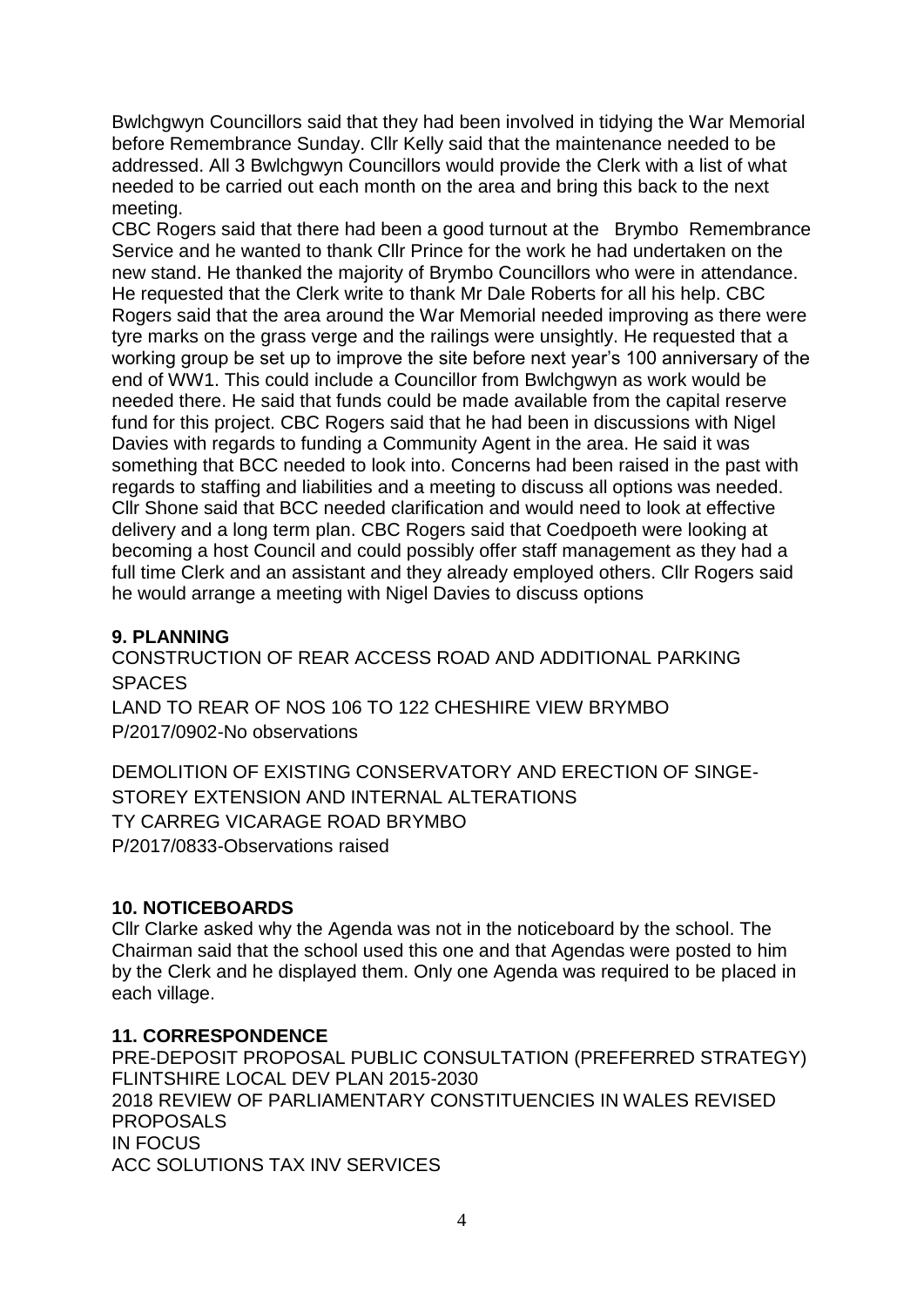Bwlchgwyn Councillors said that they had been involved in tidying the War Memorial before Remembrance Sunday. Cllr Kelly said that the maintenance needed to be addressed. All 3 Bwlchgwyn Councillors would provide the Clerk with a list of what needed to be carried out each month on the area and bring this back to the next meeting.
CBC Rogers said that there had been a good turnout at the Brymbo Remembrance Service and he wanted to thank Cllr Prince for the work he had undertaken on the new stand. He thanked the majority of Brymbo Councillors who were in attendance. He requested that the Clerk write to thank Mr Dale Roberts for all his help. CBC Rogers said that the area around the War Memorial needed improving as there were tyre marks on the grass verge and the railings were unsightly. He requested that a working group be set up to improve the site before next year's 100 anniversary of the end of WW1. This could include a Councillor from Bwlchgwyn as work would be needed there. He said that funds could be made available from the capital reserve fund for this project. CBC Rogers said that he had been in discussions with Nigel Davies with regards to funding a Community Agent in the area. He said it was something that BCC needed to look into. Concerns had been raised in the past with regards to staffing and liabilities and a meeting to discuss all options was needed. Cllr Shone said that BCC needed clarification and would need to look at effective delivery and a long term plan. CBC Rogers said that Coedpoeth were looking at becoming a host Council and could possibly offer staff management as they had a full time Clerk and an assistant and they already employed others. Cllr Rogers said he would arrange a meeting with Nigel Davies to discuss options

**9. PLANNING**

CONSTRUCTION OF REAR ACCESS ROAD AND ADDITIONAL PARKING SPACES
LAND TO REAR OF NOS 106 TO 122 CHESHIRE VIEW BRYMBO
P/2017/0902-No observations

DEMOLITION OF EXISTING CONSERVATORY AND ERECTION OF SINGE-STOREY EXTENSION AND INTERNAL ALTERATIONS
TY CARREG VICARAGE ROAD BRYMBO
P/2017/0833-Observations raised

**10. NOTICEBOARDS**

Cllr Clarke asked why the Agenda was not in the noticeboard by the school. The Chairman said that the school used this one and that Agendas were posted to him by the Clerk and he displayed them. Only one Agenda was required to be placed in each village.

**11. CORRESPONDENCE**

PRE-DEPOSIT PROPOSAL PUBLIC CONSULTATION (PREFERRED STRATEGY) FLINTSHIRE LOCAL DEV PLAN 2015-2030
2018 REVIEW OF PARLIAMENTARY CONSTITUENCIES IN WALES REVISED PROPOSALS
IN FOCUS
ACC SOLUTIONS TAX INV SERVICES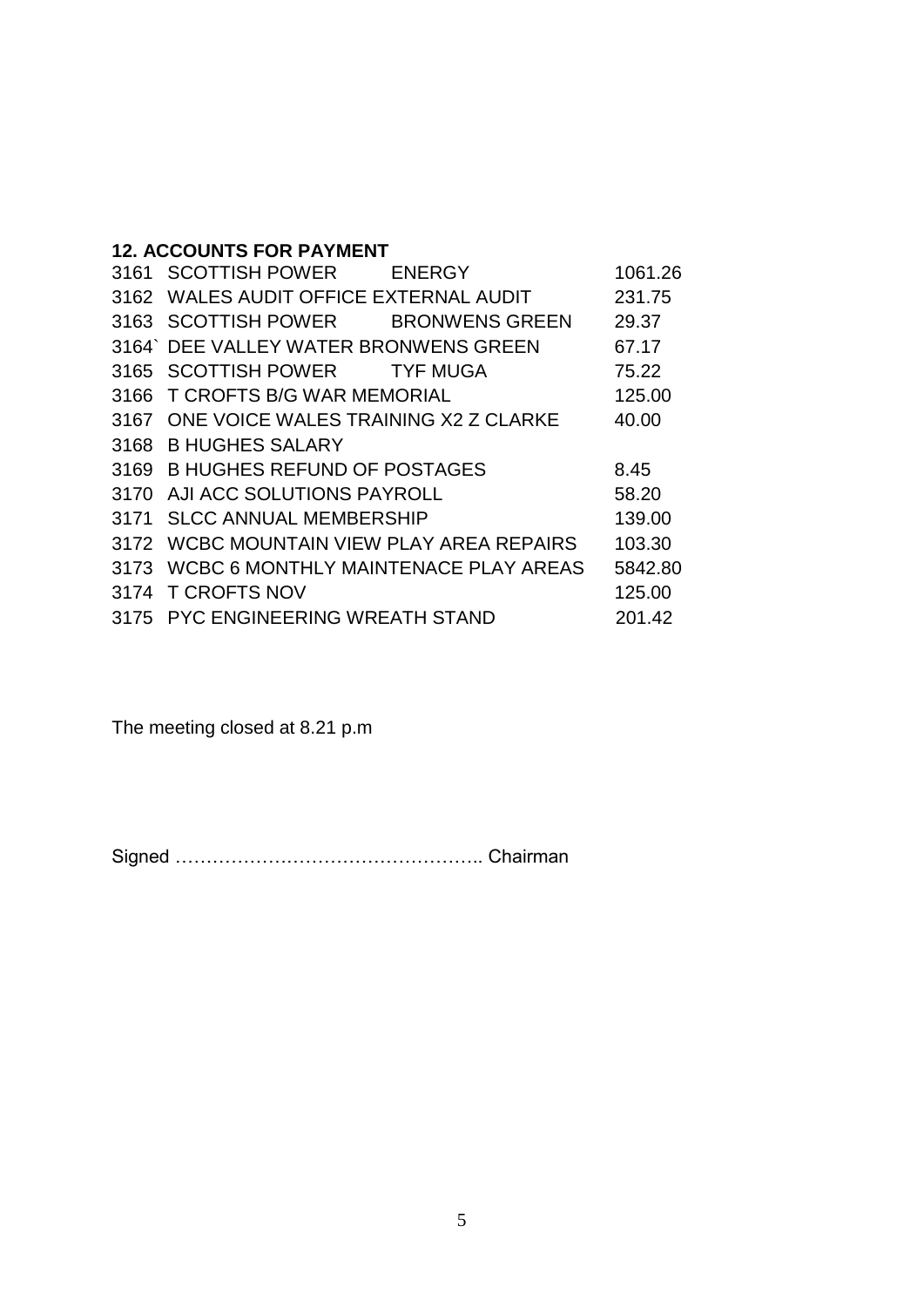## 12. ACCOUNTS FOR PAYMENT

| | | | |
|---|---|---|---|
| 3161 | SCOTTISH POWER | ENERGY | 1061.26 |
| 3162 | WALES AUDIT OFFICE EXTERNAL AUDIT | | 231.75 |
| 3163 | SCOTTISH POWER | BRONWENS GREEN | 29.37 |
| 3164` | DEE VALLEY WATER BRONWENS GREEN | | 67.17 |
| 3165 | SCOTTISH POWER | TYF MUGA | 75.22 |
| 3166 | T CROFTS B/G WAR MEMORIAL | | 125.00 |
| 3167 | ONE VOICE WALES TRAINING X2 Z CLARKE | | 40.00 |
| 3168 | B HUGHES SALARY | | |
| 3169 | B HUGHES REFUND OF POSTAGES | | 8.45 |
| 3170 | AJI ACC SOLUTIONS PAYROLL | | 58.20 |
| 3171 | SLCC ANNUAL MEMBERSHIP | | 139.00 |
| 3172 | WCBC MOUNTAIN VIEW PLAY AREA REPAIRS | | 103.30 |
| 3173 | WCBC 6 MONTHLY MAINTENACE PLAY AREAS | | 5842.80 |
| 3174 | T CROFTS NOV | | 125.00 |
| 3175 | PYC ENGINEERING WREATH STAND | | 201.42 |

The meeting closed at 8.21 p.m

Signed ………………………………………….. Chairman